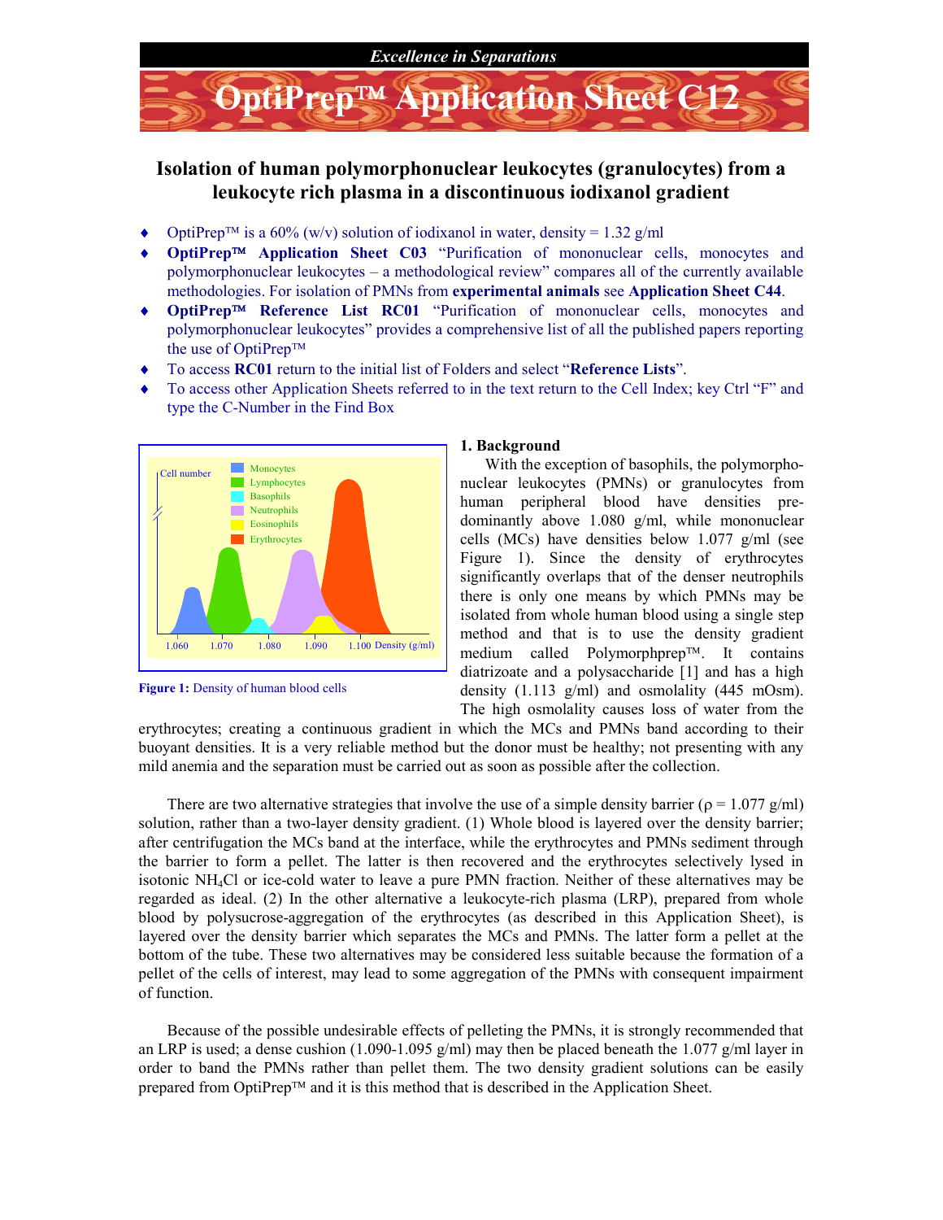*Excellence in Separations*

# OptiPrep™ Application Sheet C12

## Isolation of human polymorphonuclear leukocytes (granulocytes) from a leukocyte rich plasma in a discontinuous iodixanol gradient

- OptiPrep™ is a 60% (w/v) solution of iodixanol in water, density = 1.32 g/ml
- **OptiPrep™ Application Sheet C03** "Purification of mononuclear cells, monocytes and polymorphonuclear leukocytes – a methodological review" compares all of the currently available methodologies. For isolation of PMNs from **experimental animals** see **Application Sheet C44**.
- **OptiPrep™ Reference List RC01** "Purification of mononuclear cells, monocytes and polymorphonuclear leukocytes" provides a comprehensive list of all the published papers reporting the use of OptiPrep™
- To access **RC01** return to the initial list of Folders and select "**Reference Lists**".
- To access other Application Sheets referred to in the text return to the Cell Index; key Ctrl "F" and type the C-Number in the Find Box

**Figure 1:** Density of human blood cells

### 1. Background

With the exception of basophils, the polymorphonuclear leukocytes (PMNs) or granulocytes from human peripheral blood have densities predominantly above 1.080 g/ml, while mononuclear cells (MCs) have densities below 1.077 g/ml (see Figure 1). Since the density of erythrocytes significantly overlaps that of the denser neutrophils there is only one means by which PMNs may be isolated from whole human blood using a single step method and that is to use the density gradient medium called Polymorphprep™. It contains diatrizoate and a polysaccharide [1] and has a high density (1.113 g/ml) and osmolality (445 mOsm). The high osmolality causes loss of water from the erythrocytes; creating a continuous gradient in which the MCs and PMNs band according to their buoyant densities. It is a very reliable method but the donor must be healthy; not presenting with any mild anemia and the separation must be carried out as soon as possible after the collection.

There are two alternative strategies that involve the use of a simple density barrier ($\rho$ = 1.077 g/ml) solution, rather than a two-layer density gradient. (1) Whole blood is layered over the density barrier; after centrifugation the MCs band at the interface, while the erythrocytes and PMNs sediment through the barrier to form a pellet. The latter is then recovered and the erythrocytes selectively lysed in isotonic $NH_4Cl$ or ice-cold water to leave a pure PMN fraction. Neither of these alternatives may be regarded as ideal. (2) In the other alternative a leukocyte-rich plasma (LRP), prepared from whole blood by polysucrose-aggregation of the erythrocytes (as described in this Application Sheet), is layered over the density barrier which separates the MCs and PMNs. The latter form a pellet at the bottom of the tube. These two alternatives may be considered less suitable because the formation of a pellet of the cells of interest, may lead to some aggregation of the PMNs with consequent impairment of function.

Because of the possible undesirable effects of pelleting the PMNs, it is strongly recommended that an LRP is used; a dense cushion (1.090-1.095 g/ml) may then be placed beneath the 1.077 g/ml layer in order to band the PMNs rather than pellet them. The two density gradient solutions can be easily prepared from OptiPrep™ and it is this method that is described in the Application Sheet.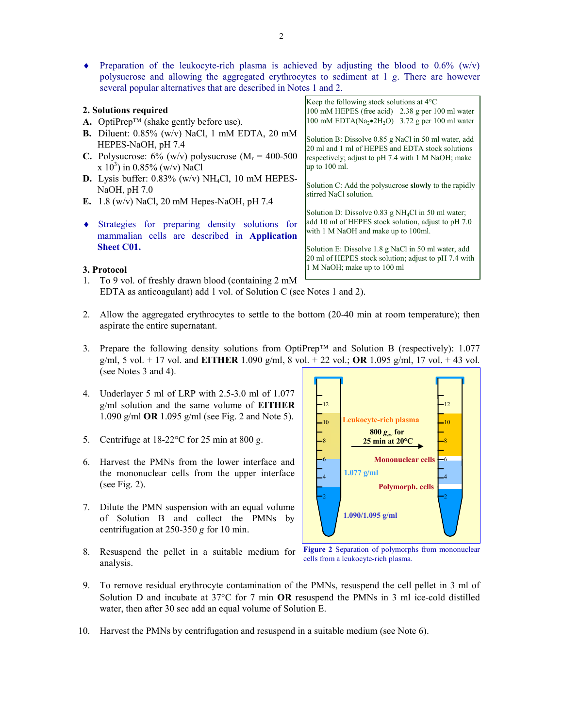- Preparation of the leukocyte-rich plasma is achieved by adjusting the blood to 0.6% (w/v) polysucrose and allowing the aggregated erythrocytes to sediment at 1 *g*. There are however several popular alternatives that are described in Notes 1 and 2.

## 2. Solutions required

**A.** OptiPrep™ (shake gently before use).

**B.** Diluent: 0.85% (w/v) NaCl, 1 mM EDTA, 20 mM HEPES-NaOH, pH 7.4

**C.** Polysucrose: 6% (w/v) polysucrose ($M_r$ = 400-500 x $10^3$) in 0.85% (w/v) NaCl

**D.** Lysis buffer: 0.83% (w/v) $NH_4Cl$, 10 mM HEPES-NaOH, pH 7.0

**E.** 1.8 (w/v) NaCl, 20 mM Hepes-NaOH, pH 7.4

- Strategies for preparing density solutions for mammalian cells are described in **Application Sheet C01.**

Keep the following stock solutions at 4°C
100 mM HEPES (free acid) 2.38 g per 100 ml water
100 mM EDTA($Na_2$•$2H_2O$) 3.72 g per 100 ml water

Solution B: Dissolve 0.85 g NaCl in 50 ml water, add 20 ml and 1 ml of HEPES and EDTA stock solutions respectively; adjust to pH 7.4 with 1 M NaOH; make up to 100 ml.

Solution C: Add the polysucrose **slowly** to the rapidly stirred NaCl solution.

Solution D: Dissolve 0.83 g $NH_4Cl$ in 50 ml water; add 10 ml of HEPES stock solution, adjust to pH 7.0 with 1 M NaOH and make up to 100ml.

Solution E: Dissolve 1.8 g NaCl in 50 ml water, add 20 ml of HEPES stock solution; adjust to pH 7.4 with 1 M NaOH; make up to 100 ml

## 3. Protocol

1. To 9 vol. of freshly drawn blood (containing 2 mM EDTA as anticoagulant) add 1 vol. of Solution C (see Notes 1 and 2).
2. Allow the aggregated erythrocytes to settle to the bottom (20-40 min at room temperature); then aspirate the entire supernatant.
3. Prepare the following density solutions from OptiPrep™ and Solution B (respectively): 1.077 g/ml, 5 vol. + 17 vol. and **EITHER** 1.090 g/ml, 8 vol. + 22 vol.; **OR** 1.095 g/ml, 17 vol. + 43 vol. (see Notes 3 and 4).
4. Underlayer 5 ml of LRP with 2.5-3.0 ml of 1.077 g/ml solution and the same volume of **EITHER** 1.090 g/ml **OR** 1.095 g/ml (see Fig. 2 and Note 5).
5. Centrifuge at 18-22°C for 25 min at 800 *g*.
6. Harvest the PMNs from the lower interface and the mononuclear cells from the upper interface (see Fig. 2).
7. Dilute the PMN suspension with an equal volume of Solution B and collect the PMNs by centrifugation at 250-350 *g* for 10 min.
8. Resuspend the pellet in a suitable medium for analysis.
9. To remove residual erythrocyte contamination of the PMNs, resuspend the cell pellet in 3 ml of Solution D and incubate at 37°C for 7 min **OR** resuspend the PMNs in 3 ml ice-cold distilled water, then after 30 sec add an equal volume of Solution E.
10. Harvest the PMNs by centrifugation and resuspend in a suitable medium (see Note 6).

Leukocyte-rich plasma; 800 $g_{av}$ for 25 min at 20°C; Mononuclear cells; 1.077 g/ml; Polymorph. cells; 1.090/1.095 g/ml

**Figure 2** Separation of polymorphs from mononuclear cells from a leukocyte-rich plasma.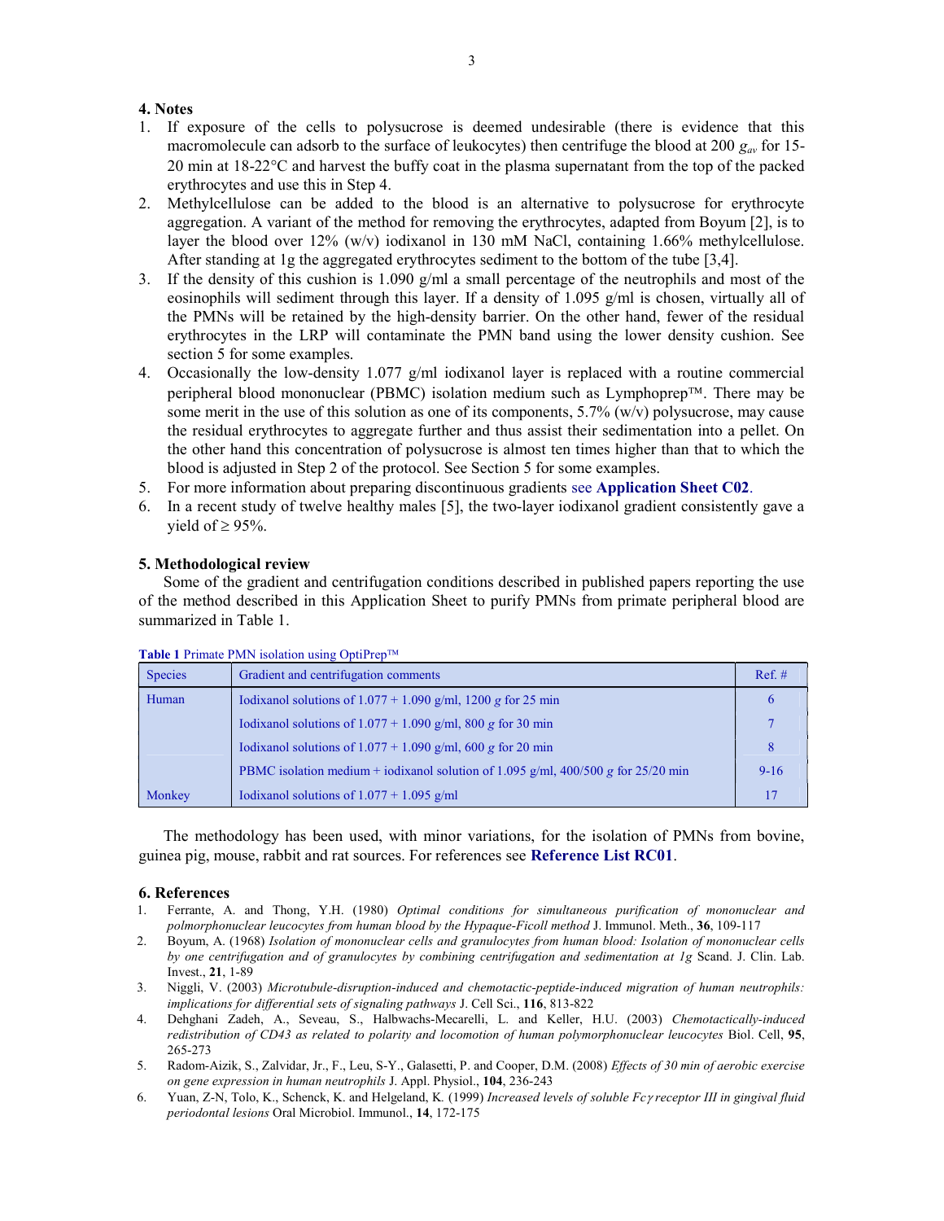## 4. Notes

1. If exposure of the cells to polysucrose is deemed undesirable (there is evidence that this macromolecule can adsorb to the surface of leukocytes) then centrifuge the blood at 200 $g_{av}$ for 15-20 min at 18-22°C and harvest the buffy coat in the plasma supernatant from the top of the packed erythrocytes and use this in Step 4.
2. Methylcellulose can be added to the blood is an alternative to polysucrose for erythrocyte aggregation. A variant of the method for removing the erythrocytes, adapted from Boyum [2], is to layer the blood over 12% (w/v) iodixanol in 130 mM NaCl, containing 1.66% methylcellulose. After standing at 1g the aggregated erythrocytes sediment to the bottom of the tube [3,4].
3. If the density of this cushion is 1.090 g/ml a small percentage of the neutrophils and most of the eosinophils will sediment through this layer. If a density of 1.095 g/ml is chosen, virtually all of the PMNs will be retained by the high-density barrier. On the other hand, fewer of the residual erythrocytes in the LRP will contaminate the PMN band using the lower density cushion. See section 5 for some examples.
4. Occasionally the low-density 1.077 g/ml iodixanol layer is replaced with a routine commercial peripheral blood mononuclear (PBMC) isolation medium such as Lymphoprep™. There may be some merit in the use of this solution as one of its components, 5.7% (w/v) polysucrose, may cause the residual erythrocytes to aggregate further and thus assist their sedimentation into a pellet. On the other hand this concentration of polysucrose is almost ten times higher than that to which the blood is adjusted in Step 2 of the protocol. See Section 5 for some examples.
5. For more information about preparing discontinuous gradients see **Application Sheet C02**.
6. In a recent study of twelve healthy males [5], the two-layer iodixanol gradient consistently gave a yield of ≥ 95%.

## 5. Methodological review

Some of the gradient and centrifugation conditions described in published papers reporting the use of the method described in this Application Sheet to purify PMNs from primate peripheral blood are summarized in Table 1.

**Table 1** Primate PMN isolation using OptiPrep™

| Species | Gradient and centrifugation comments | Ref. # |
|---|---|---|
| Human | Iodixanol solutions of 1.077 + 1.090 g/ml, 1200 *g* for 25 min | 6 |
| | Iodixanol solutions of 1.077 + 1.090 g/ml, 800 *g* for 30 min | 7 |
| | Iodixanol solutions of 1.077 + 1.090 g/ml, 600 *g* for 20 min | 8 |
| | PBMC isolation medium + iodixanol solution of 1.095 g/ml, 400/500 *g* for 25/20 min | 9-16 |
| Monkey | Iodixanol solutions of 1.077 + 1.095 g/ml | 17 |

The methodology has been used, with minor variations, for the isolation of PMNs from bovine, guinea pig, mouse, rabbit and rat sources. For references see **Reference List RC01**.

## 6. References

1. Ferrante, A. and Thong, Y.H. (1980) *Optimal conditions for simultaneous purification of mononuclear and polmorphonuclear leucocytes from human blood by the Hypaque-Ficoll method* J. Immunol. Meth., **36**, 109-117
2. Boyum, A. (1968) *Isolation of mononuclear cells and granulocytes from human blood: Isolation of mononuclear cells by one centrifugation and of granulocytes by combining centrifugation and sedimentation at 1g* Scand. J. Clin. Lab. Invest., **21**, 1-89
3. Niggli, V. (2003) *Microtubule-disruption-induced and chemotactic-peptide-induced migration of human neutrophils: implications for differential sets of signaling pathways* J. Cell Sci., **116**, 813-822
4. Dehghani Zadeh, A., Seveau, S., Halbwachs-Mecarelli, L. and Keller, H.U. (2003) *Chemotactically-induced redistribution of CD43 as related to polarity and locomotion of human polymorphonuclear leucocytes* Biol. Cell, **95**, 265-273
5. Radom-Aizik, S., Zalvidar, Jr., F., Leu, S-Y., Galasetti, P. and Cooper, D.M. (2008) *Effects of 30 min of aerobic exercise on gene expression in human neutrophils* J. Appl. Physiol., **104**, 236-243
6. Yuan, Z-N, Tolo, K., Schenck, K. and Helgeland, K. (1999) *Increased levels of soluble Fcγ receptor III in gingival fluid periodontal lesions* Oral Microbiol. Immunol., **14**, 172-175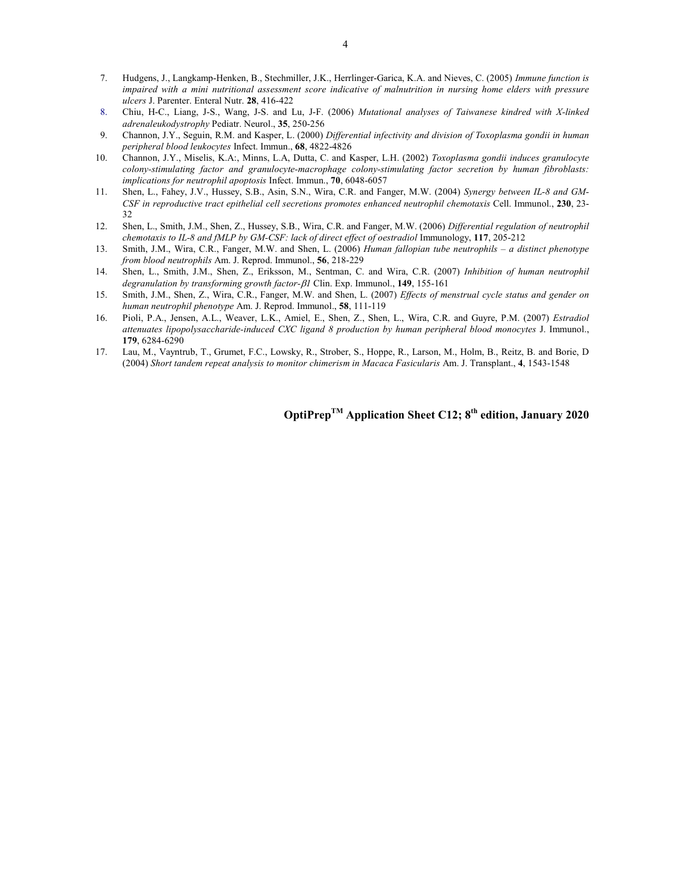7. Hudgens, J., Langkamp-Henken, B., Stechmiller, J.K., Herrlinger-Garica, K.A. and Nieves, C. (2005) *Immune function is impaired with a mini nutritional assessment score indicative of malnutrition in nursing home elders with pressure ulcers* J. Parenter. Enteral Nutr. **28**, 416-422
8. Chiu, H-C., Liang, J-S., Wang, J-S. and Lu, J-F. (2006) *Mutational analyses of Taiwanese kindred with X-linked adrenaleukodystrophy* Pediatr. Neurol., **35**, 250-256
9. Channon, J.Y., Seguin, R.M. and Kasper, L. (2000) *Differential infectivity and division of Toxoplasma gondii in human peripheral blood leukocytes* Infect. Immun., **68**, 4822-4826
10. Channon, J.Y., Miselis, K.A:, Minns, L.A, Dutta, C. and Kasper, L.H. (2002) *Toxoplasma gondii induces granulocyte colony-stimulating factor and granulocyte-macrophage colony-stimulating factor secretion by human fibroblasts: implications for neutrophil apoptosis* Infect. Immun., **70**, 6048-6057
11. Shen, L., Fahey, J.V., Hussey, S.B., Asin, S.N., Wira, C.R. and Fanger, M.W. (2004) *Synergy between IL-8 and GM-CSF in reproductive tract epithelial cell secretions promotes enhanced neutrophil chemotaxis* Cell. Immunol., **230**, 23-32
12. Shen, L., Smith, J.M., Shen, Z., Hussey, S.B., Wira, C.R. and Fanger, M.W. (2006) *Differential regulation of neutrophil chemotaxis to IL-8 and fMLP by GM-CSF: lack of direct effect of oestradiol* Immunology, **117**, 205-212
13. Smith, J.M., Wira, C.R., Fanger, M.W. and Shen, L. (2006) *Human fallopian tube neutrophils – a distinct phenotype from blood neutrophils* Am. J. Reprod. Immunol., **56**, 218-229
14. Shen, L., Smith, J.M., Shen, Z., Eriksson, M., Sentman, C. and Wira, C.R. (2007) *Inhibition of human neutrophil degranulation by transforming growth factor-β1* Clin. Exp. Immunol., **149**, 155-161
15. Smith, J.M., Shen, Z., Wira, C.R., Fanger, M.W. and Shen, L. (2007) *Effects of menstrual cycle status and gender on human neutrophil phenotype* Am. J. Reprod. Immunol., **58**, 111-119
16. Pioli, P.A., Jensen, A.L., Weaver, L.K., Amiel, E., Shen, Z., Shen, L., Wira, C.R. and Guyre, P.M. (2007) *Estradiol attenuates lipopolysaccharide-induced CXC ligand 8 production by human peripheral blood monocytes* J. Immunol., **179**, 6284-6290
17. Lau, M., Vayntrub, T., Grumet, F.C., Lowsky, R., Strober, S., Hoppe, R., Larson, M., Holm, B., Reitz, B. and Borie, D (2004) *Short tandem repeat analysis to monitor chimerism in Macaca Fasicularis* Am. J. Transplant., **4**, 1543-1548

**OptiPrep™ Application Sheet C12; 8th edition, January 2020**